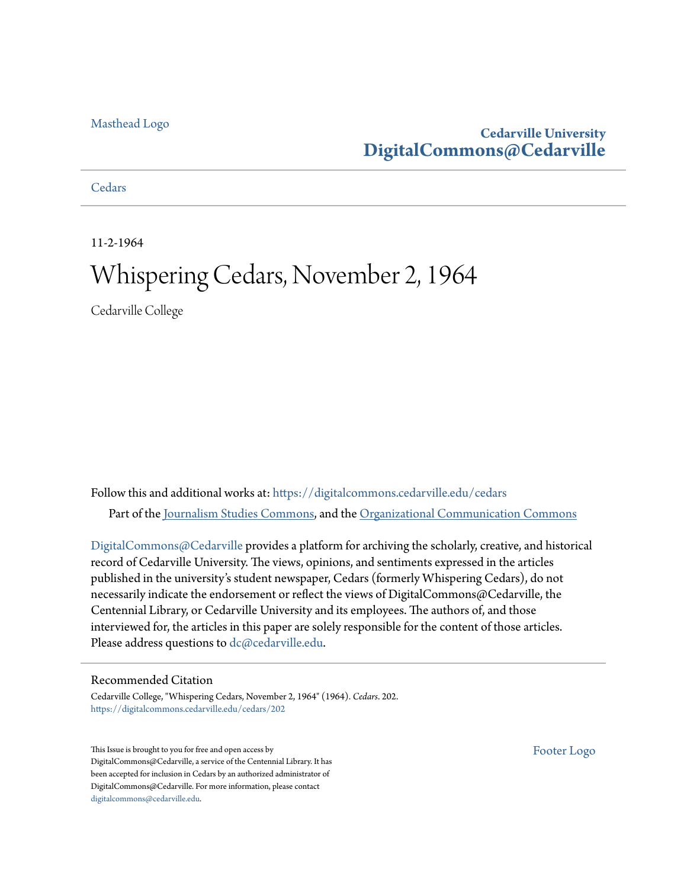Masthead Logo

**Cedarville University**
**DigitalCommons@Cedarville**

Cedars

11-2-1964

# Whispering Cedars, November 2, 1964

Cedarville College

Follow this and additional works at: https://digitalcommons.cedarville.edu/cedars

Part of the Journalism Studies Commons, and the Organizational Communication Commons

DigitalCommons@Cedarville provides a platform for archiving the scholarly, creative, and historical record of Cedarville University. The views, opinions, and sentiments expressed in the articles published in the university's student newspaper, Cedars (formerly Whispering Cedars), do not necessarily indicate the endorsement or reflect the views of DigitalCommons@Cedarville, the Centennial Library, or Cedarville University and its employees. The authors of, and those interviewed for, the articles in this paper are solely responsible for the content of those articles. Please address questions to dc@cedarville.edu.

## Recommended Citation

Cedarville College, "Whispering Cedars, November 2, 1964" (1964). *Cedars*. 202.
https://digitalcommons.cedarville.edu/cedars/202

This Issue is brought to you for free and open access by DigitalCommons@Cedarville, a service of the Centennial Library. It has been accepted for inclusion in Cedars by an authorized administrator of DigitalCommons@Cedarville. For more information, please contact digitalcommons@cedarville.edu.

Footer Logo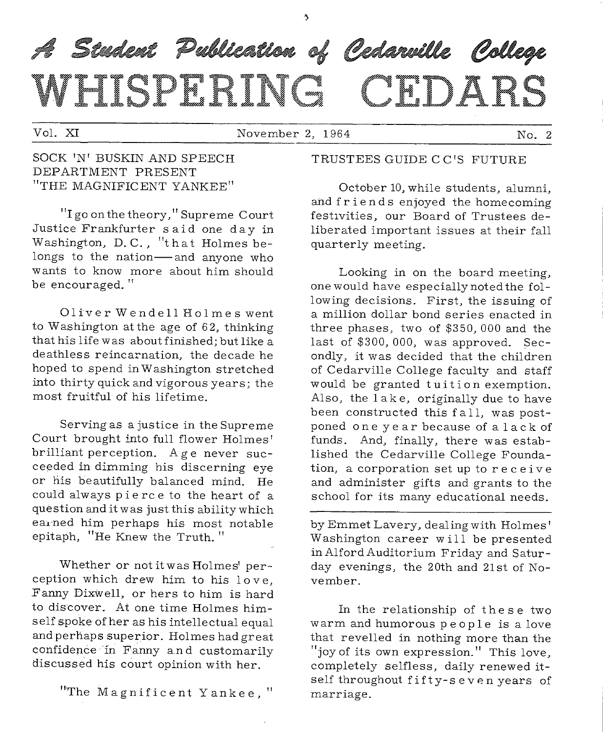# A Student Publication of Cedarville College

# WHISPERING CEDARS

Vol. XI — November 2, 1964 — No. 2

## SOCK 'N' BUSKIN AND SPEECH DEPARTMENT PRESENT "THE MAGNIFICENT YANKEE"

"I go on the theory," Supreme Court Justice Frankfurter said one day in Washington, D. C., "that Holmes belongs to the nation—and anyone who wants to know more about him should be encouraged."

Oliver Wendell Holmes went to Washington at the age of 62, thinking that his life was about finished; but like a deathless reincarnation, the decade he hoped to spend in Washington stretched into thirty quick and vigorous years; the most fruitful of his lifetime.

Serving as a justice in the Supreme Court brought into full flower Holmes' brilliant perception. Age never succeeded in dimming his discerning eye or his beautifully balanced mind. He could always pierce to the heart of a question and it was just this ability which earned him perhaps his most notable epitaph, "He Knew the Truth."

Whether or not it was Holmes' perception which drew him to his love, Fanny Dixwell, or hers to him is hard to discover. At one time Holmes himself spoke of her as his intellectual equal and perhaps superior. Holmes had great confidence in Fanny and customarily discussed his court opinion with her.

"The Magnificent Yankee," by Emmet Lavery, dealing with Holmes' Washington career will be presented in Alford Auditorium Friday and Saturday evenings, the 20th and 21st of November.

In the relationship of these two warm and humorous people is a love that revelled in nothing more than the "joy of its own expression." This love, completely selfless, daily renewed itself throughout fifty-seven years of marriage.

## TRUSTEES GUIDE C C'S FUTURE

October 10, while students, alumni, and friends enjoyed the homecoming festivities, our Board of Trustees deliberated important issues at their fall quarterly meeting.

Looking in on the board meeting, one would have especially noted the following decisions. First, the issuing of a million dollar bond series enacted in three phases, two of $350,000 and the last of $300,000, was approved. Secondly, it was decided that the children of Cedarville College faculty and staff would be granted tuition exemption. Also, the lake, originally due to have been constructed this fall, was postponed one year because of a lack of funds. And, finally, there was established the Cedarville College Foundation, a corporation set up to receive and administer gifts and grants to the school for its many educational needs.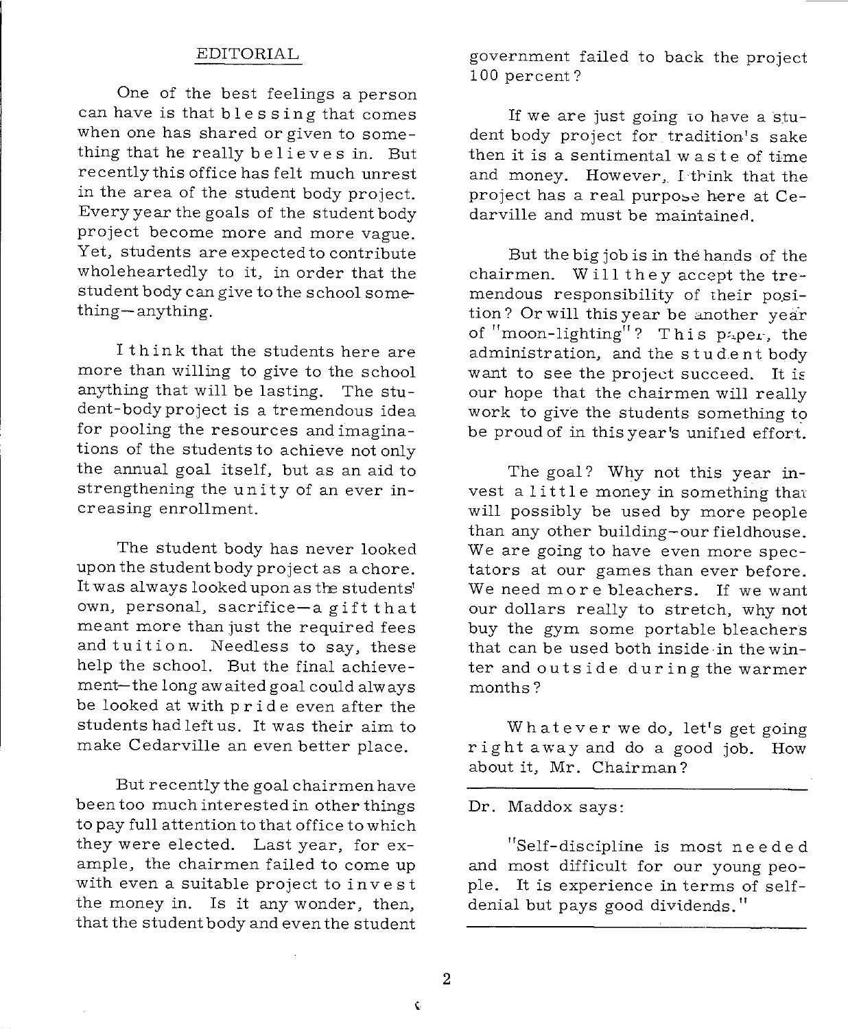## EDITORIAL

One of the best feelings a person can have is that blessing that comes when one has shared or given to something that he really believes in. But recently this office has felt much unrest in the area of the student body project. Every year the goals of the student body project become more and more vague. Yet, students are expected to contribute wholeheartedly to it, in order that the student body can give to the school something—anything.

I think that the students here are more than willing to give to the school anything that will be lasting. The student-body project is a tremendous idea for pooling the resources and imaginations of the students to achieve not only the annual goal itself, but as an aid to strengthening the unity of an ever increasing enrollment.

The student body has never looked upon the student body project as a chore. It was always looked upon as the students' own, personal, sacrifice—a gift that meant more than just the required fees and tuition. Needless to say, these help the school. But the final achievement—the long awaited goal could always be looked at with pride even after the students had left us. It was their aim to make Cedarville an even better place.

But recently the goal chairmen have been too much interested in other things to pay full attention to that office to which they were elected. Last year, for example, the chairmen failed to come up with even a suitable project to invest the money in. Is it any wonder, then, that the student body and even the student government failed to back the project 100 percent?

If we are just going to have a student body project for tradition's sake then it is a sentimental waste of time and money. However, I think that the project has a real purpose here at Cedarville and must be maintained.

But the big job is in the hands of the chairmen. Will they accept the tremendous responsibility of their position? Or will this year be another year of "moon-lighting"? This paper, the administration, and the student body want to see the project succeed. It is our hope that the chairmen will really work to give the students something to be proud of in this year's unified effort.

The goal? Why not this year invest a little money in something that will possibly be used by more people than any other building—our fieldhouse. We are going to have even more spectators at our games than ever before. We need more bleachers. If we want our dollars really to stretch, why not buy the gym some portable bleachers that can be used both inside in the winter and outside during the warmer months?

Whatever we do, let's get going right away and do a good job. How about it, Mr. Chairman?

---

Dr. Maddox says:

"Self-discipline is most needed and most difficult for our young people. It is experience in terms of self-denial but pays good dividends."

---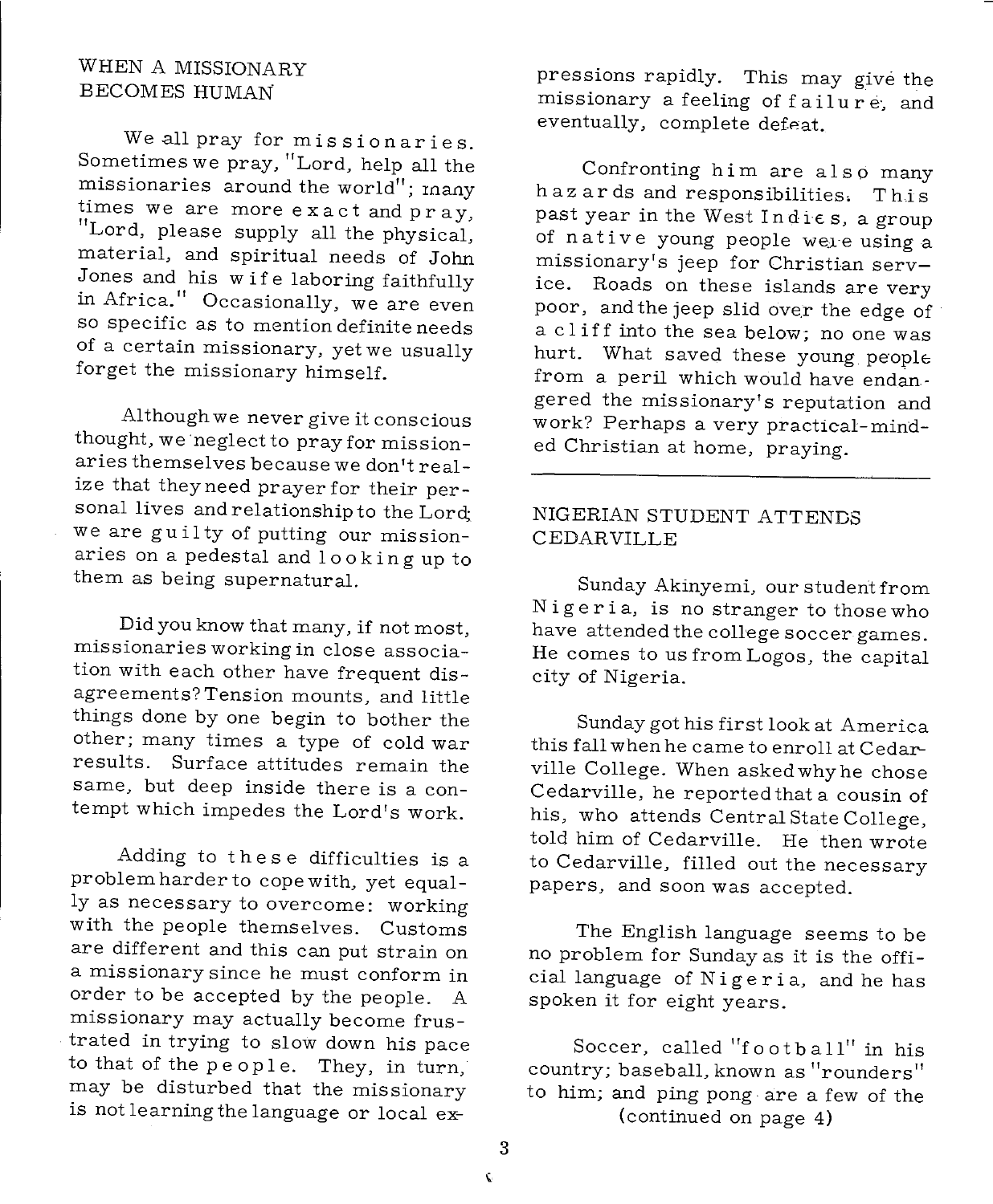## WHEN A MISSIONARY BECOMES HUMAN

We all pray for missionaries. Sometimes we pray, "Lord, help all the missionaries around the world"; many times we are more exact and pray, "Lord, please supply all the physical, material, and spiritual needs of John Jones and his wife laboring faithfully in Africa." Occasionally, we are even so specific as to mention definite needs of a certain missionary, yet we usually forget the missionary himself.

Although we never give it conscious thought, we neglect to pray for missionaries themselves because we don't realize that they need prayer for their personal lives and relationship to the Lord; we are guilty of putting our missionaries on a pedestal and looking up to them as being supernatural.

Did you know that many, if not most, missionaries working in close association with each other have frequent disagreements? Tension mounts, and little things done by one begin to bother the other; many times a type of cold war results. Surface attitudes remain the same, but deep inside there is a contempt which impedes the Lord's work.

Adding to these difficulties is a problem harder to cope with, yet equally as necessary to overcome: working with the people themselves. Customs are different and this can put strain on a missionary since he must conform in order to be accepted by the people. A missionary may actually become frustrated in trying to slow down his pace to that of the people. They, in turn, may be disturbed that the missionary is not learning the language or local expressions rapidly. This may give the missionary a feeling of failure, and eventually, complete defeat.

Confronting him are also many hazards and responsibilities. This past year in the West Indies, a group of native young people were using a missionary's jeep for Christian service. Roads on these islands are very poor, and the jeep slid over the edge of a cliff into the sea below; no one was hurt. What saved these young people from a peril which would have endangered the missionary's reputation and work? Perhaps a very practical-minded Christian at home, praying.

---

## NIGERIAN STUDENT ATTENDS CEDARVILLE

Sunday Akinyemi, our student from Nigeria, is no stranger to those who have attended the college soccer games. He comes to us from Logos, the capital city of Nigeria.

Sunday got his first look at America this fall when he came to enroll at Cedarville College. When asked why he chose Cedarville, he reported that a cousin of his, who attends Central State College, told him of Cedarville. He then wrote to Cedarville, filled out the necessary papers, and soon was accepted.

The English language seems to be no problem for Sunday as it is the official language of Nigeria, and he has spoken it for eight years.

Soccer, called "football" in his country; baseball, known as "rounders" to him; and ping pong are a few of the

(continued on page 4)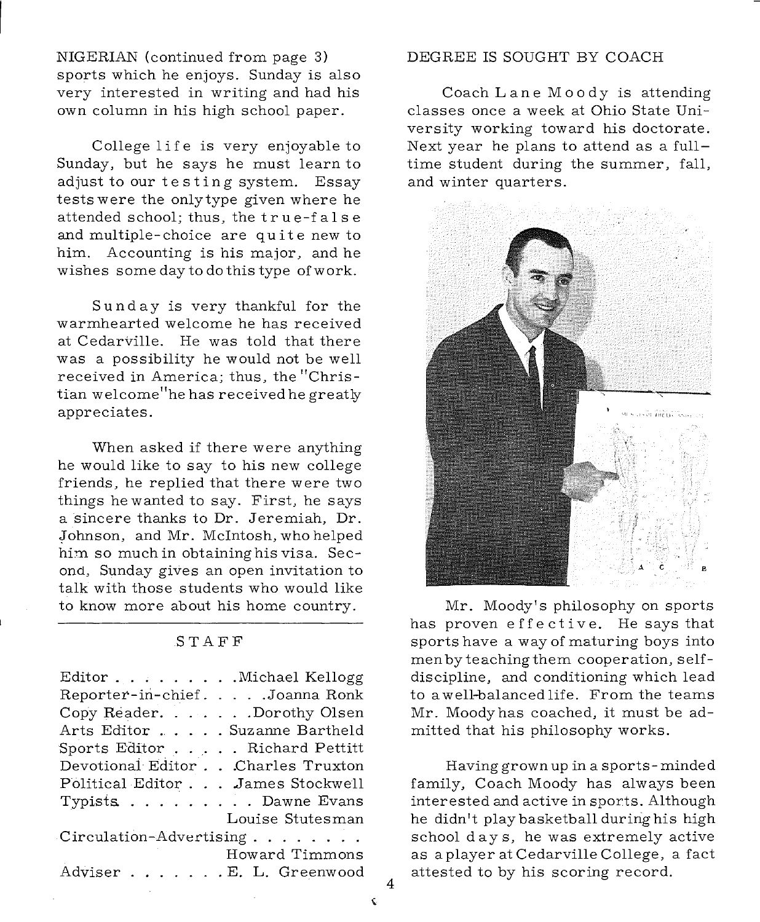NIGERIAN (continued from page 3) sports which he enjoys. Sunday is also very interested in writing and had his own column in his high school paper.

College life is very enjoyable to Sunday, but he says he must learn to adjust to our testing system. Essay tests were the only type given where he attended school; thus, the true-false and multiple-choice are quite new to him. Accounting is his major, and he wishes some day to do this type of work.

Sunday is very thankful for the warmhearted welcome he has received at Cedarville. He was told that there was a possibility he would not be well received in America; thus, the "Christian welcome" he has received he greatly appreciates.

When asked if there were anything he would like to say to his new college friends, he replied that there were two things he wanted to say. First, he says a sincere thanks to Dr. Jeremiah, Dr. Johnson, and Mr. McIntosh, who helped him so much in obtaining his visa. Second, Sunday gives an open invitation to talk with those students who would like to know more about his home country.

---

## STAFF

Editor . . . . . . . . . Michael Kellogg
Reporter-in-chief. . . . . Joanna Ronk
Copy Reader. . . . . . . Dorothy Olsen
Arts Editor . . . . . . Suzanne Bartheld
Sports Editor . . . . . Richard Pettitt
Devotional Editor . . . Charles Truxton
Political Editor . . . . James Stockwell
Typists . . . . . . . . . . Dawne Evans
Louise Stutesman
Circulation-Advertising . . . . . . . .
Howard Timmons
Adviser . . . . . . . E. L. Greenwood

## DEGREE IS SOUGHT BY COACH

Coach Lane Moody is attending classes once a week at Ohio State University working toward his doctorate. Next year he plans to attend as a full-time student during the summer, fall, and winter quarters.

Mr. Moody's philosophy on sports has proven effective. He says that sports have a way of maturing boys into men by teaching them cooperation, self-discipline, and conditioning which lead to a well-balanced life. From the teams Mr. Moody has coached, it must be admitted that his philosophy works.

Having grown up in a sports-minded family, Coach Moody has always been interested and active in sports. Although he didn't play basketball during his high school days, he was extremely active as a player at Cedarville College, a fact attested to by his scoring record.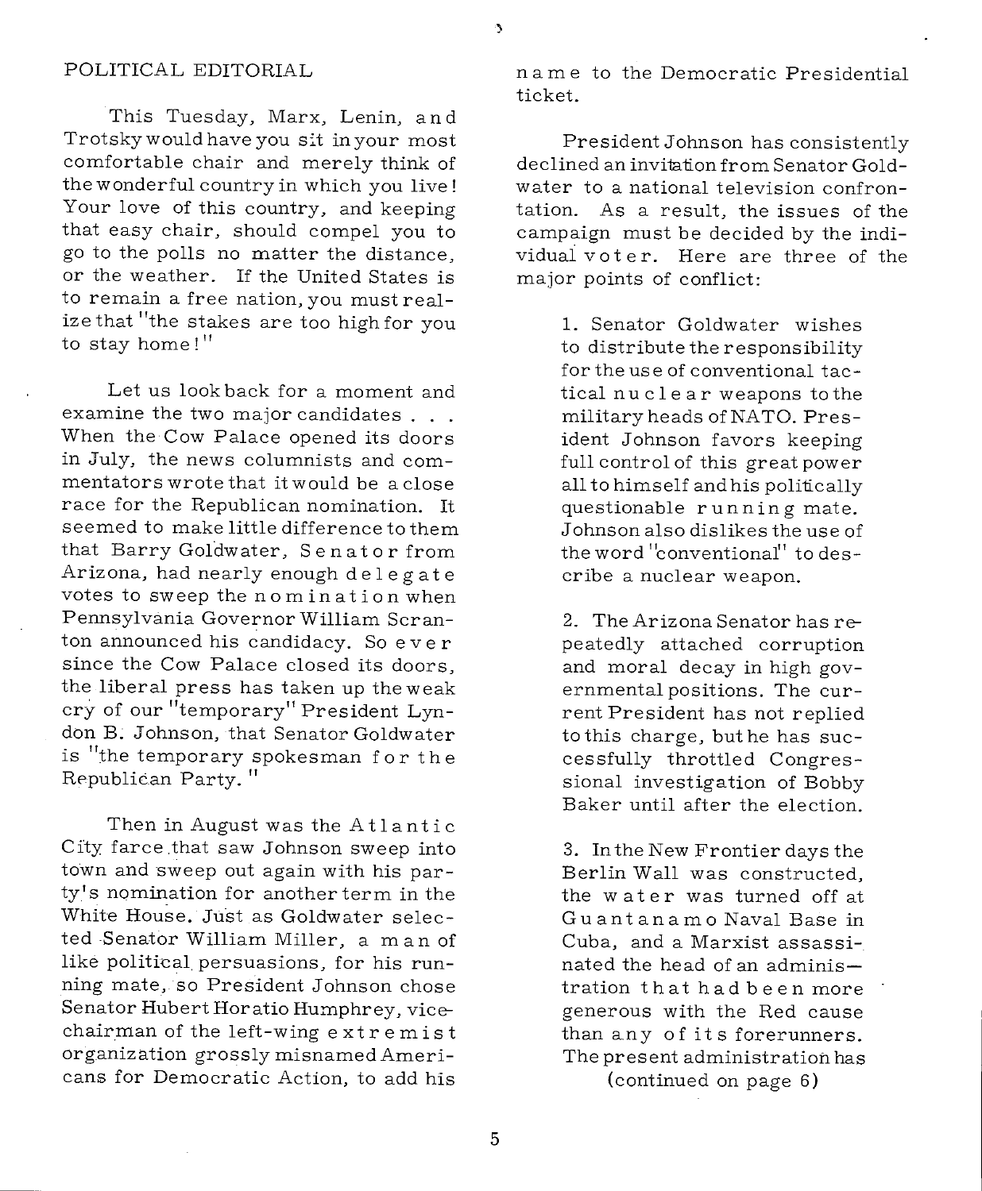POLITICAL EDITORIAL

This Tuesday, Marx, Lenin, and Trotsky would have you sit in your most comfortable chair and merely think of the wonderful country in which you live! Your love of this country, and keeping that easy chair, should compel you to go to the polls no matter the distance, or the weather. If the United States is to remain a free nation, you must realize that "the stakes are too high for you to stay home!"

Let us look back for a moment and examine the two major candidates . . . When the Cow Palace opened its doors in July, the news columnists and commentators wrote that it would be a close race for the Republican nomination. It seemed to make little difference to them that Barry Goldwater, Senator from Arizona, had nearly enough delegate votes to sweep the nomination when Pennsylvania Governor William Scranton announced his candidacy. So ever since the Cow Palace closed its doors, the liberal press has taken up the weak cry of our "temporary" President Lyndon B. Johnson, that Senator Goldwater is "the temporary spokesman for the Republican Party."

Then in August was the Atlantic City farce that saw Johnson sweep into town and sweep out again with his party's nomination for another term in the White House. Just as Goldwater selected Senator William Miller, a man of like political persuasions, for his running mate, so President Johnson chose Senator Hubert Horatio Humphrey, vice-chairman of the left-wing extremist organization grossly misnamed Americans for Democratic Action, to add his name to the Democratic Presidential ticket.

President Johnson has consistently declined an invitation from Senator Goldwater to a national television confrontation. As a result, the issues of the campaign must be decided by the individual voter. Here are three of the major points of conflict:

> 1. Senator Goldwater wishes to distribute the responsibility for the use of conventional tactical nuclear weapons to the military heads of NATO. President Johnson favors keeping full control of this great power all to himself and his politically questionable running mate. Johnson also dislikes the use of the word "conventional" to describe a nuclear weapon.
>
> 2. The Arizona Senator has repeatedly attached corruption and moral decay in high governmental positions. The current President has not replied to this charge, but he has successfully throttled Congressional investigation of Bobby Baker until after the election.
>
> 3. In the New Frontier days the Berlin Wall was constructed, the water was turned off at Guantanamo Naval Base in Cuba, and a Marxist assassinated the head of an administration that had been more generous with the Red cause than any of its forerunners. The present administration has

(continued on page 6)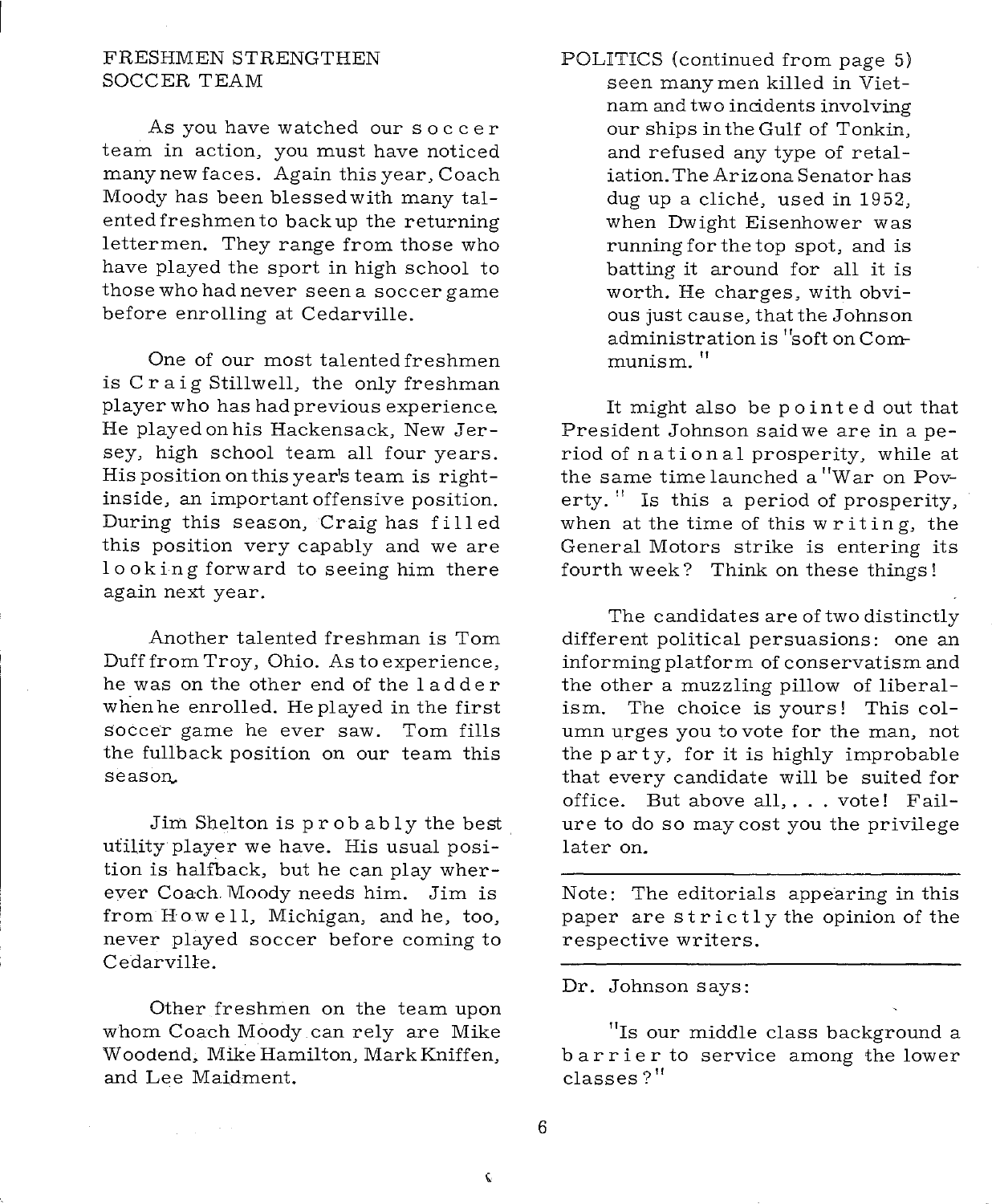## FRESHMEN STRENGTHEN SOCCER TEAM

As you have watched our soccer team in action, you must have noticed many new faces. Again this year, Coach Moody has been blessed with many talented freshmen to back up the returning lettermen. They range from those who have played the sport in high school to those who had never seen a soccer game before enrolling at Cedarville.

One of our most talented freshmen is Craig Stillwell, the only freshman player who has had previous experience. He played on his Hackensack, New Jersey, high school team all four years. His position on this year's team is right-inside, an important offensive position. During this season, Craig has filled this position very capably and we are looking forward to seeing him there again next year.

Another talented freshman is Tom Duff from Troy, Ohio. As to experience, he was on the other end of the ladder when he enrolled. He played in the first soccer game he ever saw. Tom fills the fullback position on our team this season.

Jim Shelton is probably the best utility player we have. His usual position is halfback, but he can play wherever Coach Moody needs him. Jim is from Howell, Michigan, and he, too, never played soccer before coming to Cedarville.

Other freshmen on the team upon whom Coach Moody can rely are Mike Woodend, Mike Hamilton, Mark Kniffen, and Lee Maidment.

POLITICS (continued from page 5) seen many men killed in Vietnam and two incidents involving our ships in the Gulf of Tonkin, and refused any type of retaliation. The Arizona Senator has dug up a cliché, used in 1952, when Dwight Eisenhower was running for the top spot, and is batting it around for all it is worth. He charges, with obvious just cause, that the Johnson administration is "soft on Communism."

It might also be pointed out that President Johnson said we are in a period of national prosperity, while at the same time launched a "War on Poverty." Is this a period of prosperity, when at the time of this writing, the General Motors strike is entering its fourth week? Think on these things!

The candidates are of two distinctly different political persuasions: one an informing platform of conservatism and the other a muzzling pillow of liberalism. The choice is yours! This column urges you to vote for the man, not the party, for it is highly improbable that every candidate will be suited for office. But above all, . . . vote! Failure to do so may cost you the privilege later on.

---

Note: The editorials appearing in this paper are strictly the opinion of the respective writers.

---

Dr. Johnson says:

"Is our middle class background a barrier to service among the lower classes?"